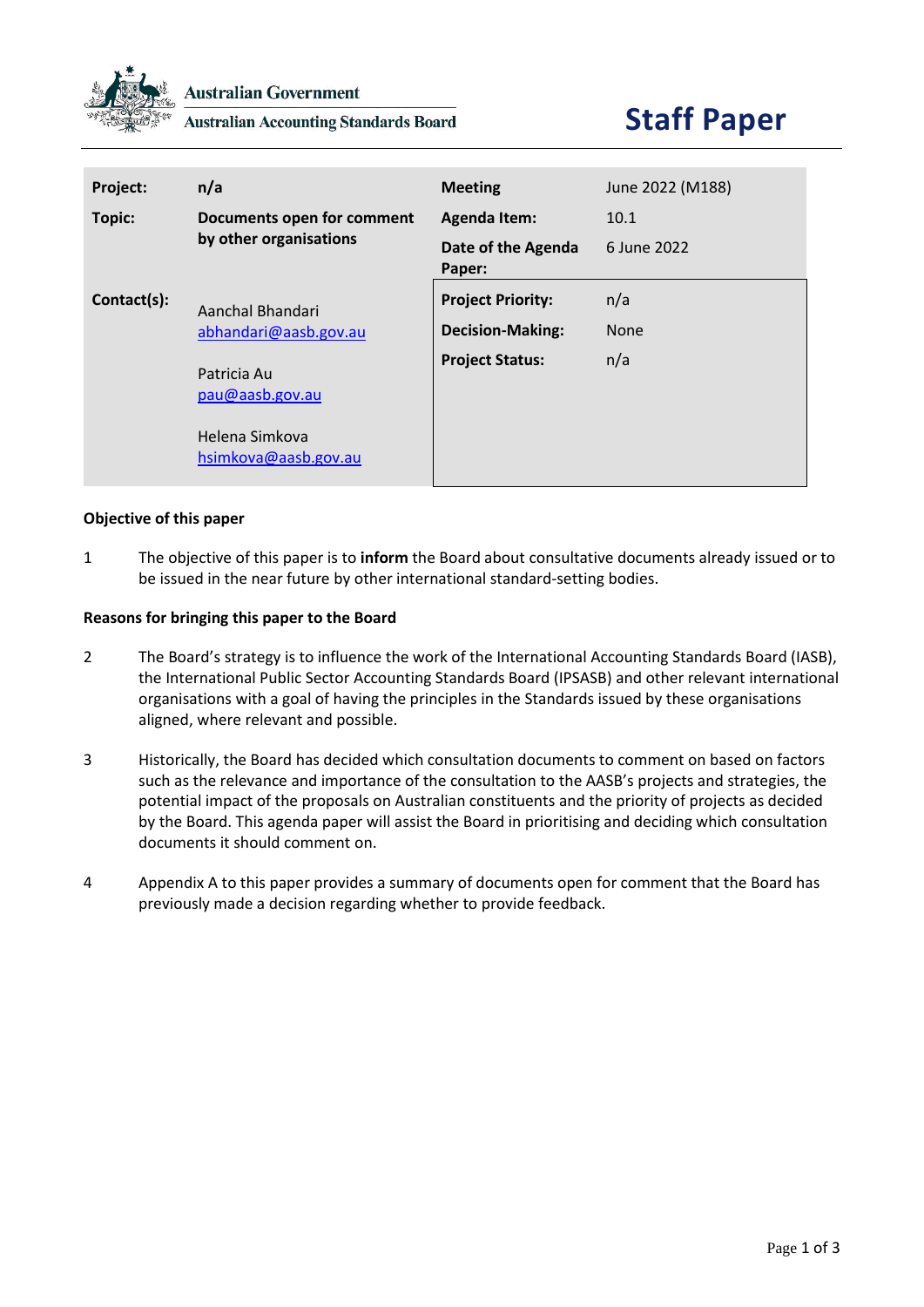Australian Government

Australian Accounting Standards Board

# Staff Paper

| Project: | n/a | Meeting | June 2022 (M188) |
|---|---|---|---|
| Topic: | Documents open for comment by other organisations | Agenda Item: | 10.1 |
| | | Date of the Agenda Paper: | 6 June 2022 |
| Contact(s): | Aanchal Bhandari abhandari@aasb.gov.au | Project Priority: | n/a |
| | Patricia Au pau@aasb.gov.au | Decision-Making: | None |
| | Helena Simkova hsimkova@aasb.gov.au | Project Status: | n/a |

**Objective of this paper**

1 The objective of this paper is to **inform** the Board about consultative documents already issued or to be issued in the near future by other international standard-setting bodies.

**Reasons for bringing this paper to the Board**

2 The Board's strategy is to influence the work of the International Accounting Standards Board (IASB), the International Public Sector Accounting Standards Board (IPSASB) and other relevant international organisations with a goal of having the principles in the Standards issued by these organisations aligned, where relevant and possible.

3 Historically, the Board has decided which consultation documents to comment on based on factors such as the relevance and importance of the consultation to the AASB's projects and strategies, the potential impact of the proposals on Australian constituents and the priority of projects as decided by the Board. This agenda paper will assist the Board in prioritising and deciding which consultation documents it should comment on.

4 Appendix A to this paper provides a summary of documents open for comment that the Board has previously made a decision regarding whether to provide feedback.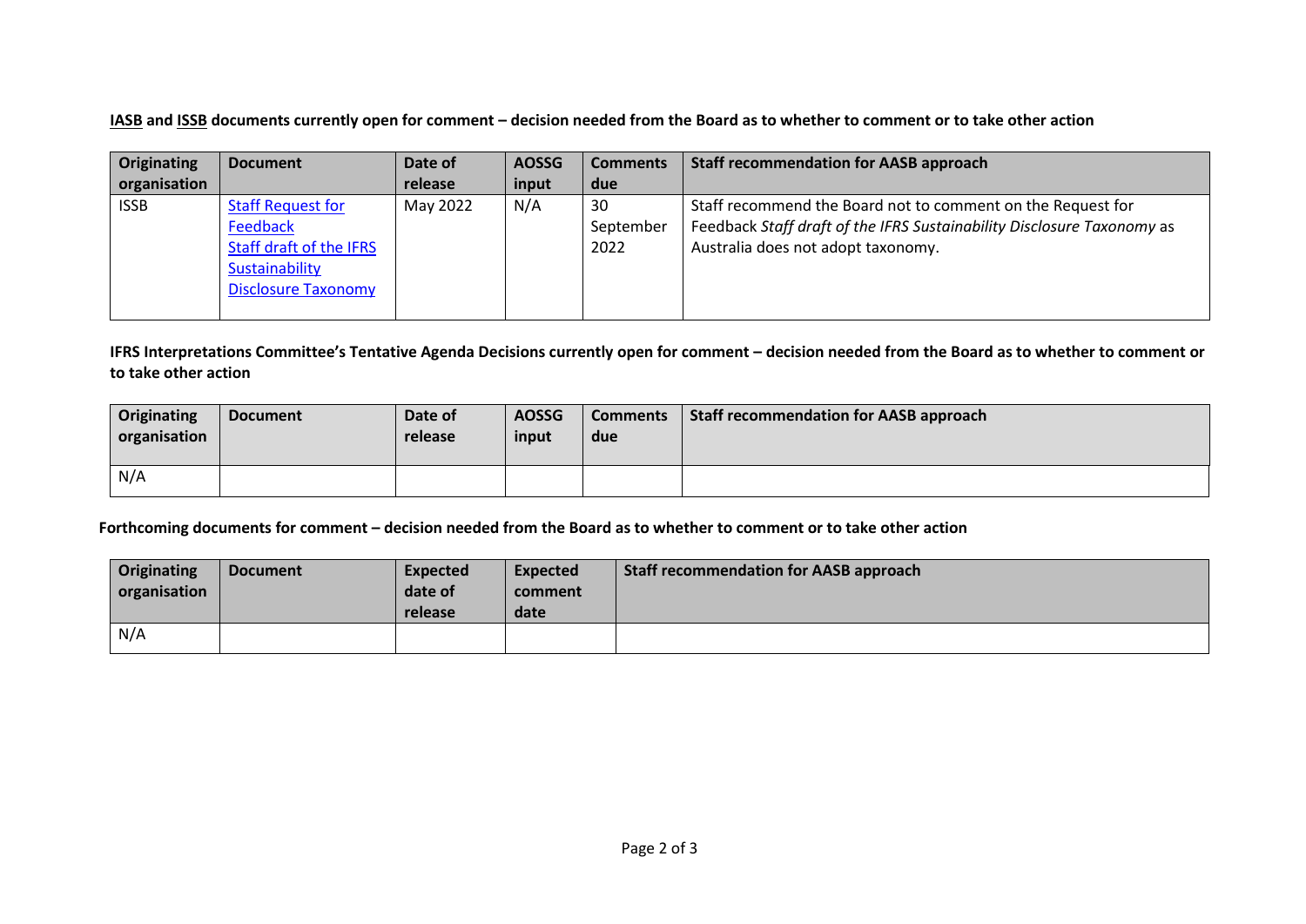**IASB and ISSB documents currently open for comment – decision needed from the Board as to whether to comment or to take other action**

| Originating organisation | Document | Date of release | AOSSG input | Comments due | Staff recommendation for AASB approach |
|---|---|---|---|---|---|
| ISSB | Staff Request for Feedback Staff draft of the IFRS Sustainability Disclosure Taxonomy | May 2022 | N/A | 30 September 2022 | Staff recommend the Board not to comment on the Request for Feedback *Staff draft of the IFRS Sustainability Disclosure Taxonomy* as Australia does not adopt taxonomy. |

**IFRS Interpretations Committee's Tentative Agenda Decisions currently open for comment – decision needed from the Board as to whether to comment or to take other action**

| Originating organisation | Document | Date of release | AOSSG input | Comments due | Staff recommendation for AASB approach |
|---|---|---|---|---|---|
| N/A | | | | | |

**Forthcoming documents for comment – decision needed from the Board as to whether to comment or to take other action**

| Originating organisation | Document | Expected date of release | Expected comment date | Staff recommendation for AASB approach |
|---|---|---|---|---|
| N/A | | | | |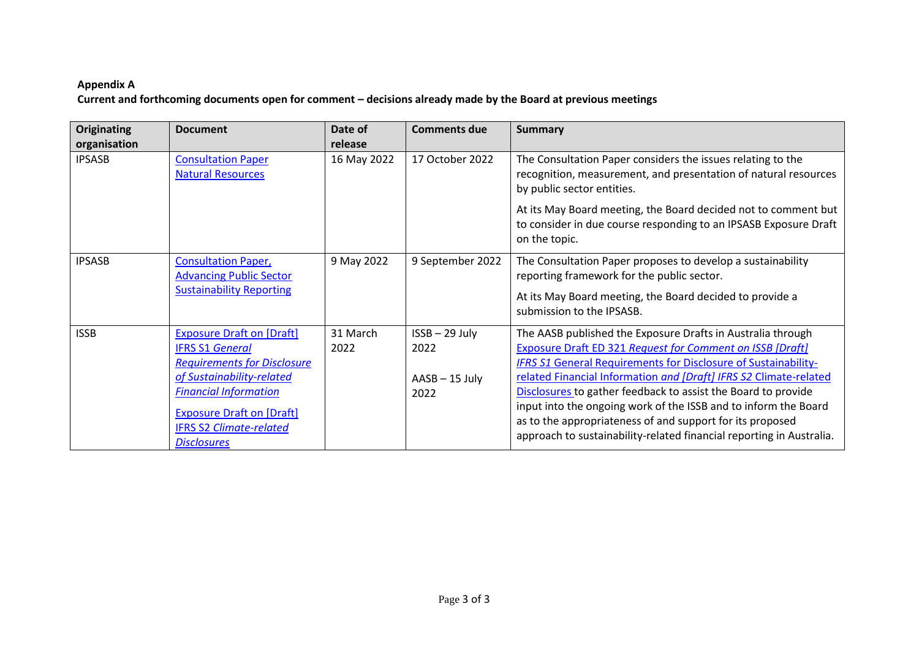**Appendix A**

**Current and forthcoming documents open for comment – decisions already made by the Board at previous meetings**

| Originating organisation | Document | Date of release | Comments due | Summary |
|---|---|---|---|---|
| IPSASB | Consultation Paper Natural Resources | 16 May 2022 | 17 October 2022 | The Consultation Paper considers the issues relating to the recognition, measurement, and presentation of natural resources by public sector entities.<br><br>At its May Board meeting, the Board decided not to comment but to consider in due course responding to an IPSASB Exposure Draft on the topic. |
| IPSASB | Consultation Paper, Advancing Public Sector Sustainability Reporting | 9 May 2022 | 9 September 2022 | The Consultation Paper proposes to develop a sustainability reporting framework for the public sector.<br><br>At its May Board meeting, the Board decided to provide a submission to the IPSASB. |
| ISSB | Exposure Draft on [Draft] IFRS S1 *General Requirements for Disclosure of Sustainability-related Financial Information*<br><br>Exposure Draft on [Draft] IFRS S2 *Climate-related Disclosures* | 31 March 2022 | ISSB – 29 July 2022<br><br>AASB – 15 July 2022 | The AASB published the Exposure Drafts in Australia through Exposure Draft ED 321 *Request for Comment on ISSB [Draft] IFRS S1* General Requirements for Disclosure of Sustainability-related Financial Information *and [Draft] IFRS S2* Climate-related Disclosures to gather feedback to assist the Board to provide input into the ongoing work of the ISSB and to inform the Board as to the appropriateness of and support for its proposed approach to sustainability-related financial reporting in Australia. |